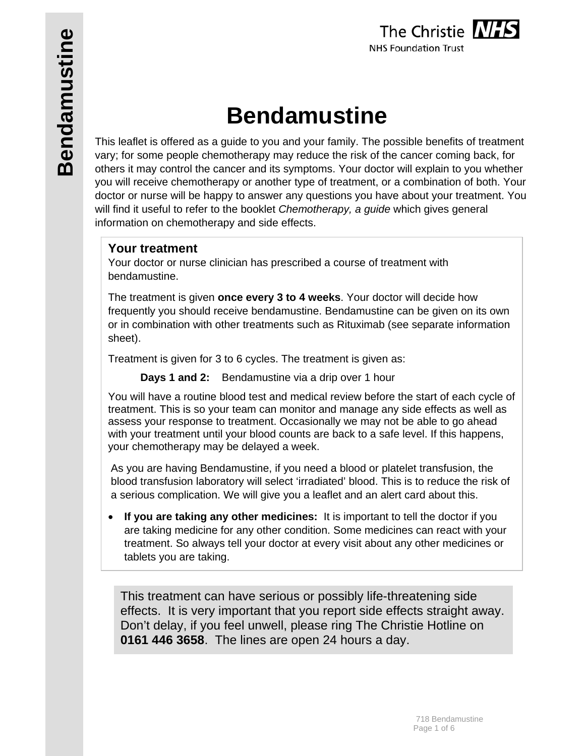# Bendamustine

This leaflet is offered as a guide to you and your family. The possible benefits of treatment vary; for some people chemotherapy may reduce the risk of the cancer coming back, for others it may control the cancer and its symptoms. Your doctor will explain to you whether you will receive chemotherapy or another type of treatment, or a combination of both. Your doctor or nurse will be happy to answer any questions you have about your treatment. You will find it useful to refer to the booklet *Chemotherapy, a guide* which gives general information on chemotherapy and side effects.

## Your treatment

Your doctor or nurse clinician has prescribed a course of treatment with bendamustine.

The treatment is given **once every 3 to 4 weeks**. Your doctor will decide how frequently you should receive bendamustine. Bendamustine can be given on its own or in combination with other treatments such as Rituximab (see separate information sheet).

Treatment is given for 3 to 6 cycles. The treatment is given as:

**Days 1 and 2:** Bendamustine via a drip over 1 hour

You will have a routine blood test and medical review before the start of each cycle of treatment. This is so your team can monitor and manage any side effects as well as assess your response to treatment. Occasionally we may not be able to go ahead with your treatment until your blood counts are back to a safe level. If this happens, your chemotherapy may be delayed a week.

As you are having Bendamustine, if you need a blood or platelet transfusion, the blood transfusion laboratory will select 'irradiated' blood. This is to reduce the risk of a serious complication. We will give you a leaflet and an alert card about this.

- **If you are taking any other medicines:** It is important to tell the doctor if you are taking medicine for any other condition. Some medicines can react with your treatment. So always tell your doctor at every visit about any other medicines or tablets you are taking.

This treatment can have serious or possibly life-threatening side effects. It is very important that you report side effects straight away. Don't delay, if you feel unwell, please ring The Christie Hotline on **0161 446 3658**. The lines are open 24 hours a day.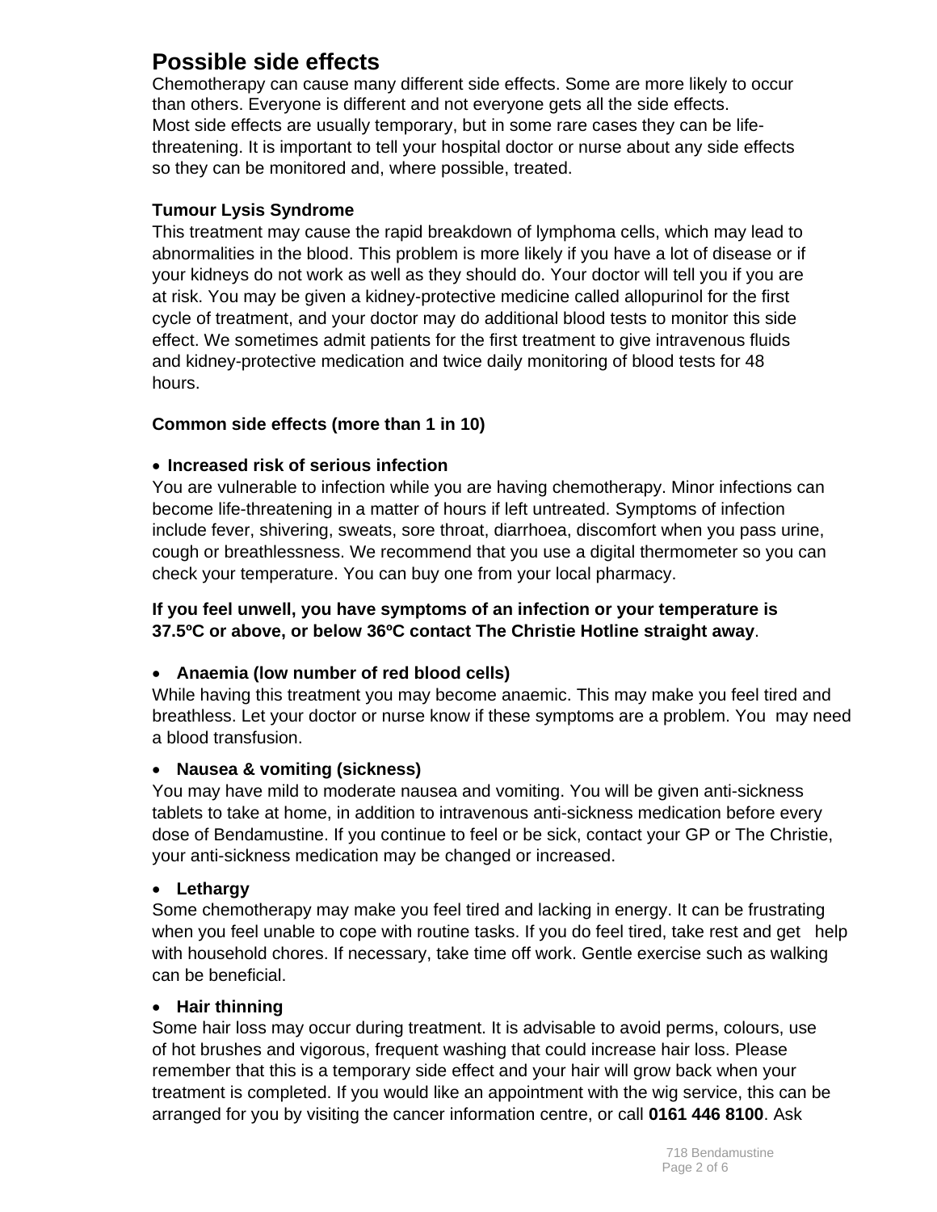## Possible side effects

Chemotherapy can cause many different side effects. Some are more likely to occur than others. Everyone is different and not everyone gets all the side effects. Most side effects are usually temporary, but in some rare cases they can be life-threatening. It is important to tell your hospital doctor or nurse about any side effects so they can be monitored and, where possible, treated.

**Tumour Lysis Syndrome**

This treatment may cause the rapid breakdown of lymphoma cells, which may lead to abnormalities in the blood. This problem is more likely if you have a lot of disease or if your kidneys do not work as well as they should do. Your doctor will tell you if you are at risk. You may be given a kidney-protective medicine called allopurinol for the first cycle of treatment, and your doctor may do additional blood tests to monitor this side effect. We sometimes admit patients for the first treatment to give intravenous fluids and kidney-protective medication and twice daily monitoring of blood tests for 48 hours.

**Common side effects (more than 1 in 10)**

- **Increased risk of serious infection**

You are vulnerable to infection while you are having chemotherapy. Minor infections can become life-threatening in a matter of hours if left untreated. Symptoms of infection include fever, shivering, sweats, sore throat, diarrhoea, discomfort when you pass urine, cough or breathlessness. We recommend that you use a digital thermometer so you can check your temperature. You can buy one from your local pharmacy.

**If you feel unwell, you have symptoms of an infection or your temperature is 37.5ºC or above, or below 36ºC contact The Christie Hotline straight away**.

- **Anaemia (low number of red blood cells)**

While having this treatment you may become anaemic. This may make you feel tired and breathless. Let your doctor or nurse know if these symptoms are a problem. You may need a blood transfusion.

- **Nausea & vomiting (sickness)**

You may have mild to moderate nausea and vomiting. You will be given anti-sickness tablets to take at home, in addition to intravenous anti-sickness medication before every dose of Bendamustine. If you continue to feel or be sick, contact your GP or The Christie, your anti-sickness medication may be changed or increased.

- **Lethargy**

Some chemotherapy may make you feel tired and lacking in energy. It can be frustrating when you feel unable to cope with routine tasks. If you do feel tired, take rest and get help with household chores. If necessary, take time off work. Gentle exercise such as walking can be beneficial.

- **Hair thinning**

Some hair loss may occur during treatment. It is advisable to avoid perms, colours, use of hot brushes and vigorous, frequent washing that could increase hair loss. Please remember that this is a temporary side effect and your hair will grow back when your treatment is completed. If you would like an appointment with the wig service, this can be arranged for you by visiting the cancer information centre, or call **0161 446 8100**. Ask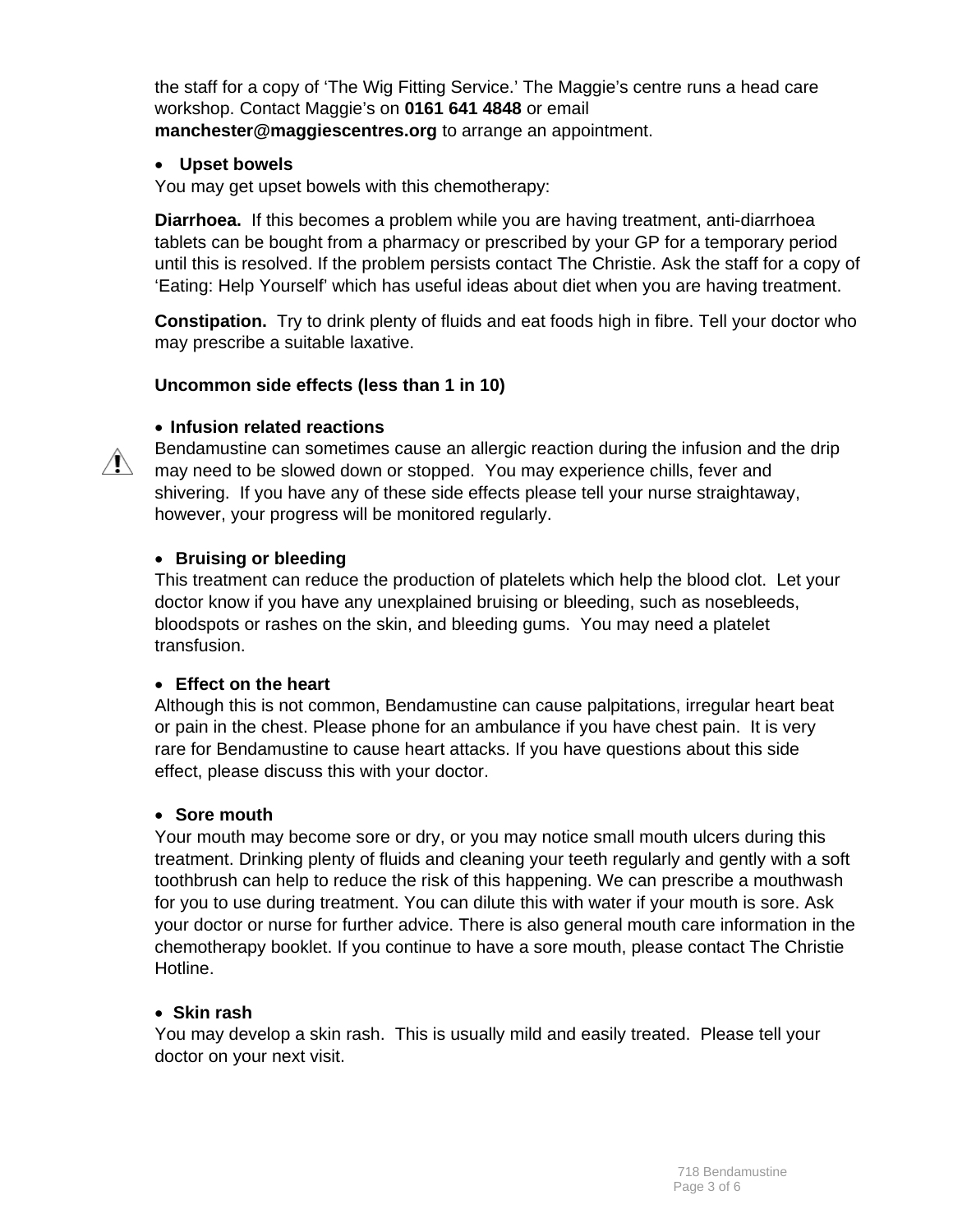the staff for a copy of 'The Wig Fitting Service.' The Maggie's centre runs a head care workshop. Contact Maggie's on **0161 641 4848** or email **manchester@maggiescentres.org** to arrange an appointment.

- **Upset bowels**

You may get upset bowels with this chemotherapy:

**Diarrhoea.** If this becomes a problem while you are having treatment, anti-diarrhoea tablets can be bought from a pharmacy or prescribed by your GP for a temporary period until this is resolved. If the problem persists contact The Christie. Ask the staff for a copy of 'Eating: Help Yourself' which has useful ideas about diet when you are having treatment.

**Constipation.** Try to drink plenty of fluids and eat foods high in fibre. Tell your doctor who may prescribe a suitable laxative.

**Uncommon side effects (less than 1 in 10)**

- **Infusion related reactions**

Bendamustine can sometimes cause an allergic reaction during the infusion and the drip may need to be slowed down or stopped. You may experience chills, fever and shivering. If you have any of these side effects please tell your nurse straightaway, however, your progress will be monitored regularly.

- **Bruising or bleeding**

This treatment can reduce the production of platelets which help the blood clot. Let your doctor know if you have any unexplained bruising or bleeding, such as nosebleeds, bloodspots or rashes on the skin, and bleeding gums. You may need a platelet transfusion.

- **Effect on the heart**

Although this is not common, Bendamustine can cause palpitations, irregular heart beat or pain in the chest. Please phone for an ambulance if you have chest pain. It is very rare for Bendamustine to cause heart attacks. If you have questions about this side effect, please discuss this with your doctor.

- **Sore mouth**

Your mouth may become sore or dry, or you may notice small mouth ulcers during this treatment. Drinking plenty of fluids and cleaning your teeth regularly and gently with a soft toothbrush can help to reduce the risk of this happening. We can prescribe a mouthwash for you to use during treatment. You can dilute this with water if your mouth is sore. Ask your doctor or nurse for further advice. There is also general mouth care information in the chemotherapy booklet. If you continue to have a sore mouth, please contact The Christie Hotline.

- **Skin rash**

You may develop a skin rash. This is usually mild and easily treated. Please tell your doctor on your next visit.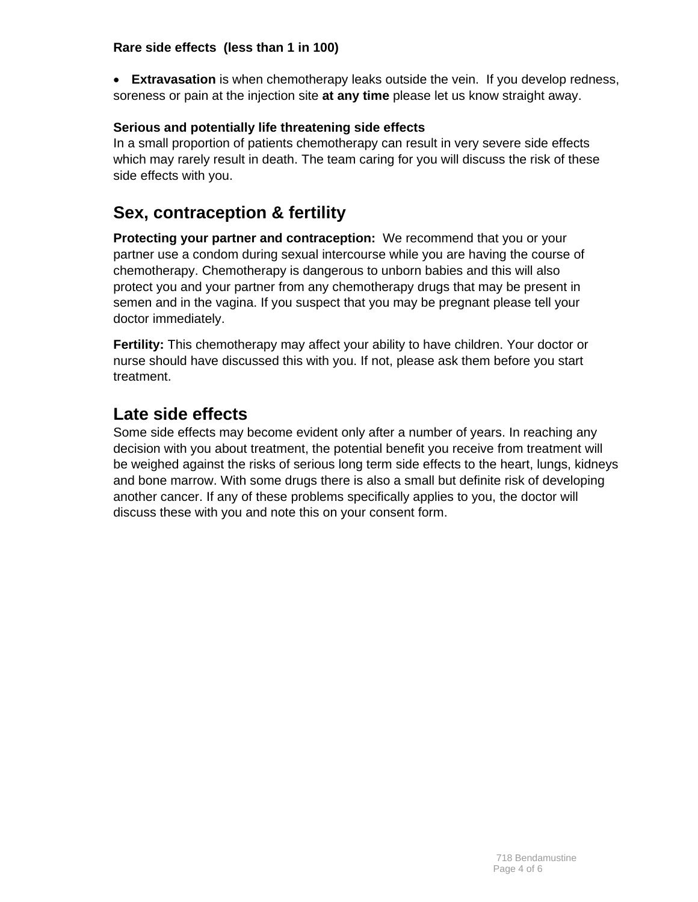**Rare side effects (less than 1 in 100)**

- **Extravasation** is when chemotherapy leaks outside the vein. If you develop redness, soreness or pain at the injection site **at any time** please let us know straight away.

**Serious and potentially life threatening side effects**

In a small proportion of patients chemotherapy can result in very severe side effects which may rarely result in death. The team caring for you will discuss the risk of these side effects with you.

## Sex, contraception & fertility

**Protecting your partner and contraception:** We recommend that you or your partner use a condom during sexual intercourse while you are having the course of chemotherapy. Chemotherapy is dangerous to unborn babies and this will also protect you and your partner from any chemotherapy drugs that may be present in semen and in the vagina. If you suspect that you may be pregnant please tell your doctor immediately.

**Fertility:** This chemotherapy may affect your ability to have children. Your doctor or nurse should have discussed this with you. If not, please ask them before you start treatment.

## Late side effects

Some side effects may become evident only after a number of years. In reaching any decision with you about treatment, the potential benefit you receive from treatment will be weighed against the risks of serious long term side effects to the heart, lungs, kidneys and bone marrow. With some drugs there is also a small but definite risk of developing another cancer. If any of these problems specifically applies to you, the doctor will discuss these with you and note this on your consent form.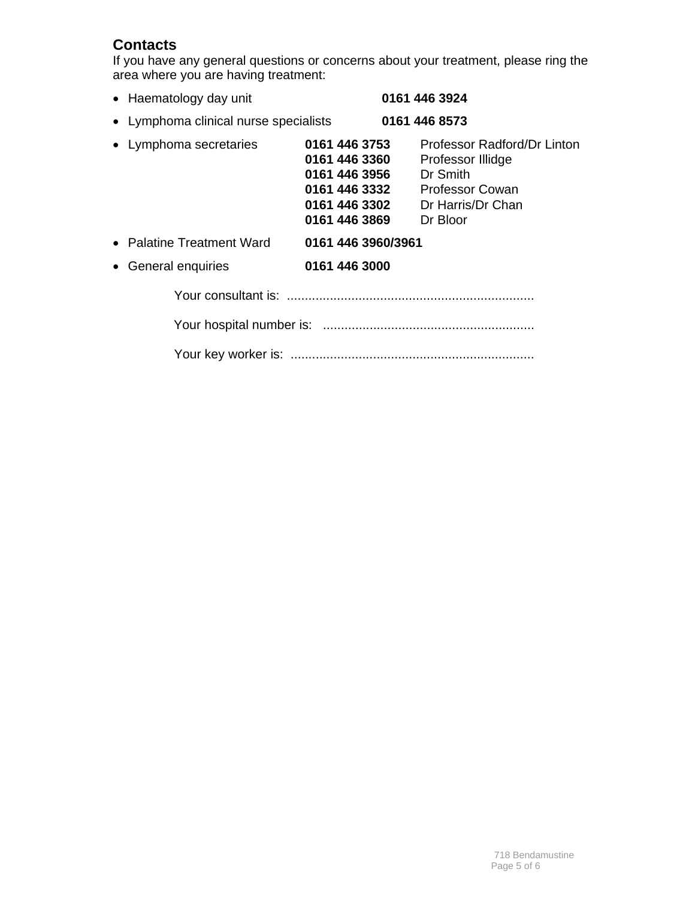## Contacts

If you have any general questions or concerns about your treatment, please ring the area where you are having treatment:

- Haematology day unit **0161 446 3924**
- Lymphoma clinical nurse specialists **0161 446 8573**
- Lymphoma secretaries

| | | |
|---|---|---|
| | **0161 446 3753** | Professor Radford/Dr Linton |
| | **0161 446 3360** | Professor Illidge |
| | **0161 446 3956** | Dr Smith |
| | **0161 446 3332** | Professor Cowan |
| | **0161 446 3302** | Dr Harris/Dr Chan |
| | **0161 446 3869** | Dr Bloor |

- Palatine Treatment Ward **0161 446 3960/3961**
- General enquiries **0161 446 3000**

Your consultant is: ....................................................................

Your hospital number is: ..........................................................

Your key worker is: ....................................................................

718 Bendamustine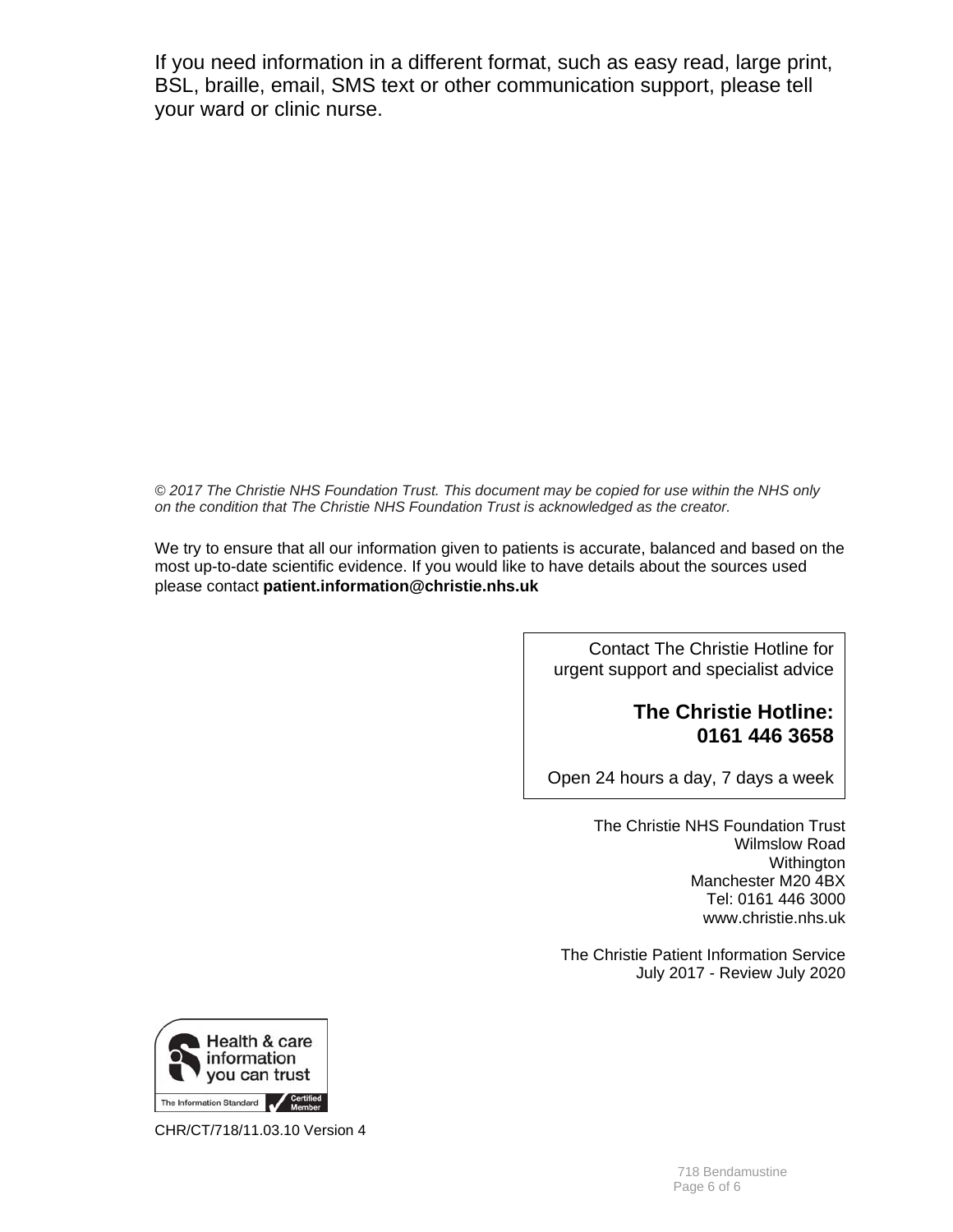If you need information in a different format, such as easy read, large print, BSL, braille, email, SMS text or other communication support, please tell your ward or clinic nurse.

*© 2017 The Christie NHS Foundation Trust. This document may be copied for use within the NHS only on the condition that The Christie NHS Foundation Trust is acknowledged as the creator.*

We try to ensure that all our information given to patients is accurate, balanced and based on the most up-to-date scientific evidence. If you would like to have details about the sources used please contact **patient.information@christie.nhs.uk**

Contact The Christie Hotline for urgent support and specialist advice

**The Christie Hotline: 0161 446 3658**

Open 24 hours a day, 7 days a week

The Christie NHS Foundation Trust
Wilmslow Road
Withington
Manchester M20 4BX
Tel: 0161 446 3000
www.christie.nhs.uk

The Christie Patient Information Service
July 2017 - Review July 2020

Health & care information you can trust
The Information Standard Certified Member

CHR/CT/718/11.03.10 Version 4